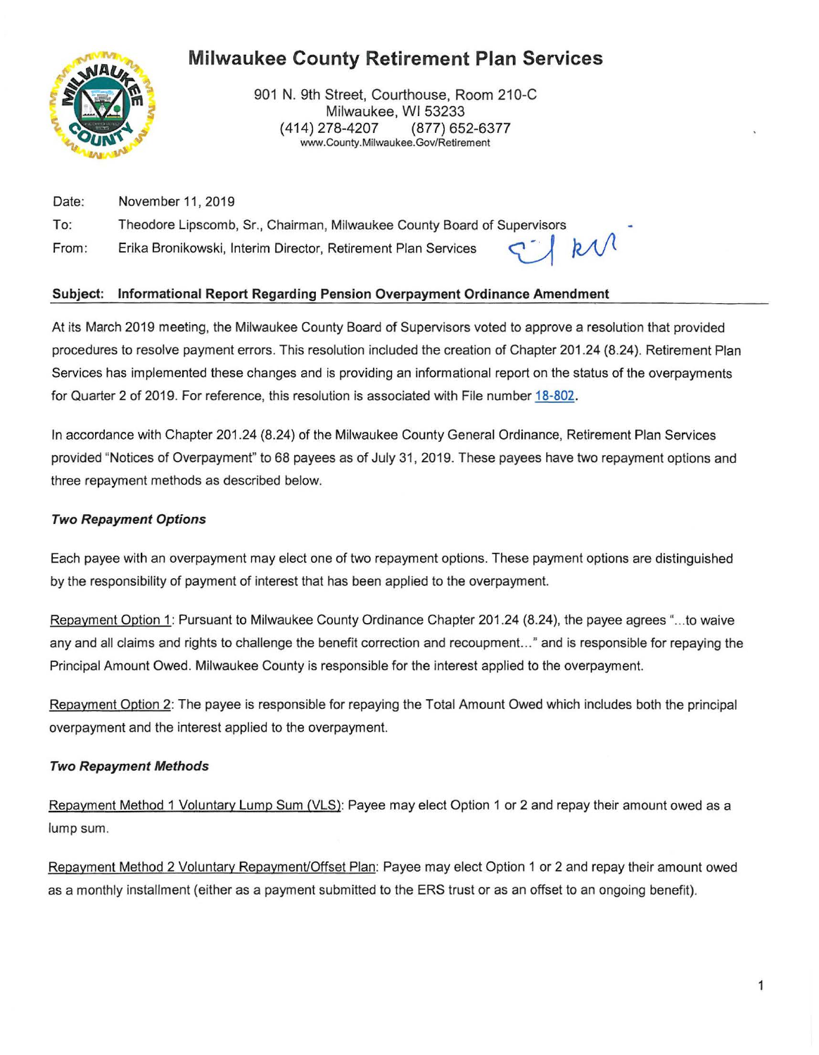# Milwaukee County Retirement Plan Services

901 N. 9th Street, Courthouse, Room 210-C
Milwaukee, WI 53233
(414) 278-4207 (877) 652-6377
www.County.Milwaukee.Gov/Retirement

Date: November 11, 2019

To: Theodore Lipscomb, Sr., Chairman, Milwaukee County Board of Supervisors

From: Erika Bronikowski, Interim Director, Retirement Plan Services

**Subject: Informational Report Regarding Pension Overpayment Ordinance Amendment**

At its March 2019 meeting, the Milwaukee County Board of Supervisors voted to approve a resolution that provided procedures to resolve payment errors. This resolution included the creation of Chapter 201.24 (8.24). Retirement Plan Services has implemented these changes and is providing an informational report on the status of the overpayments for Quarter 2 of 2019. For reference, this resolution is associated with File number 18-802.

In accordance with Chapter 201.24 (8.24) of the Milwaukee County General Ordinance, Retirement Plan Services provided "Notices of Overpayment" to 68 payees as of July 31, 2019. These payees have two repayment options and three repayment methods as described below.

***Two Repayment Options***

Each payee with an overpayment may elect one of two repayment options. These payment options are distinguished by the responsibility of payment of interest that has been applied to the overpayment.

Repayment Option 1: Pursuant to Milwaukee County Ordinance Chapter 201.24 (8.24), the payee agrees "...to waive any and all claims and rights to challenge the benefit correction and recoupment..." and is responsible for repaying the Principal Amount Owed. Milwaukee County is responsible for the interest applied to the overpayment.

Repayment Option 2: The payee is responsible for repaying the Total Amount Owed which includes both the principal overpayment and the interest applied to the overpayment.

***Two Repayment Methods***

Repayment Method 1 Voluntary Lump Sum (VLS): Payee may elect Option 1 or 2 and repay their amount owed as a lump sum.

Repayment Method 2 Voluntary Repayment/Offset Plan: Payee may elect Option 1 or 2 and repay their amount owed as a monthly installment (either as a payment submitted to the ERS trust or as an offset to an ongoing benefit).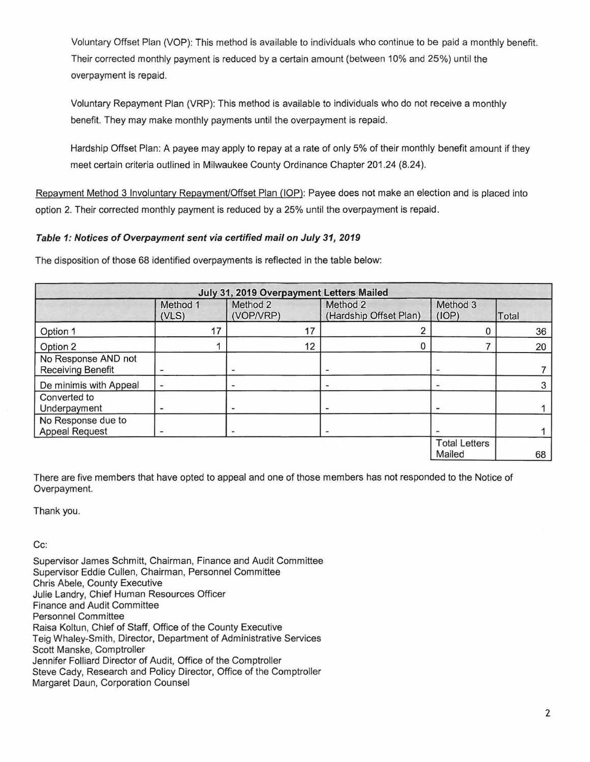Voluntary Offset Plan (VOP): This method is available to individuals who continue to be paid a monthly benefit. Their corrected monthly payment is reduced by a certain amount (between 10% and 25%) until the overpayment is repaid.

Voluntary Repayment Plan (VRP): This method is available to individuals who do not receive a monthly benefit. They may make monthly payments until the overpayment is repaid.

Hardship Offset Plan: A payee may apply to repay at a rate of only 5% of their monthly benefit amount if they meet certain criteria outlined in Milwaukee County Ordinance Chapter 201.24 (8.24).

Repayment Method 3 Involuntary Repayment/Offset Plan (IOP): Payee does not make an election and is placed into option 2. Their corrected monthly payment is reduced by a 25% until the overpayment is repaid.

***Table 1: Notices of Overpayment sent via certified mail on July 31, 2019***

The disposition of those 68 identified overpayments is reflected in the table below:

| July 31, 2019 Overpayment Letters Mailed | | | | | |
|---|---|---|---|---|---|
| | Method 1 (VLS) | Method 2 (VOP/VRP) | Method 2 (Hardship Offset Plan) | Method 3 (IOP) | Total |
| Option 1 | 17 | 17 | 2 | 0 | 36 |
| Option 2 | 1 | 12 | 0 | 7 | 20 |
| No Response AND not Receiving Benefit | - | - | - | - | 7 |
| De minimis with Appeal | - | - | - | - | 3 |
| Converted to Underpayment | - | - | - | - | 1 |
| No Response due to Appeal Request | - | - | - | - | 1 |
| | | | | Total Letters Mailed | 68 |

There are five members that have opted to appeal and one of those members has not responded to the Notice of Overpayment.

Thank you.

Cc:

Supervisor James Schmitt, Chairman, Finance and Audit Committee
Supervisor Eddie Cullen, Chairman, Personnel Committee
Chris Abele, County Executive
Julie Landry, Chief Human Resources Officer
Finance and Audit Committee
Personnel Committee
Raisa Koltun, Chief of Staff, Office of the County Executive
Teig Whaley-Smith, Director, Department of Administrative Services
Scott Manske, Comptroller
Jennifer Folliard Director of Audit, Office of the Comptroller
Steve Cady, Research and Policy Director, Office of the Comptroller
Margaret Daun, Corporation Counsel